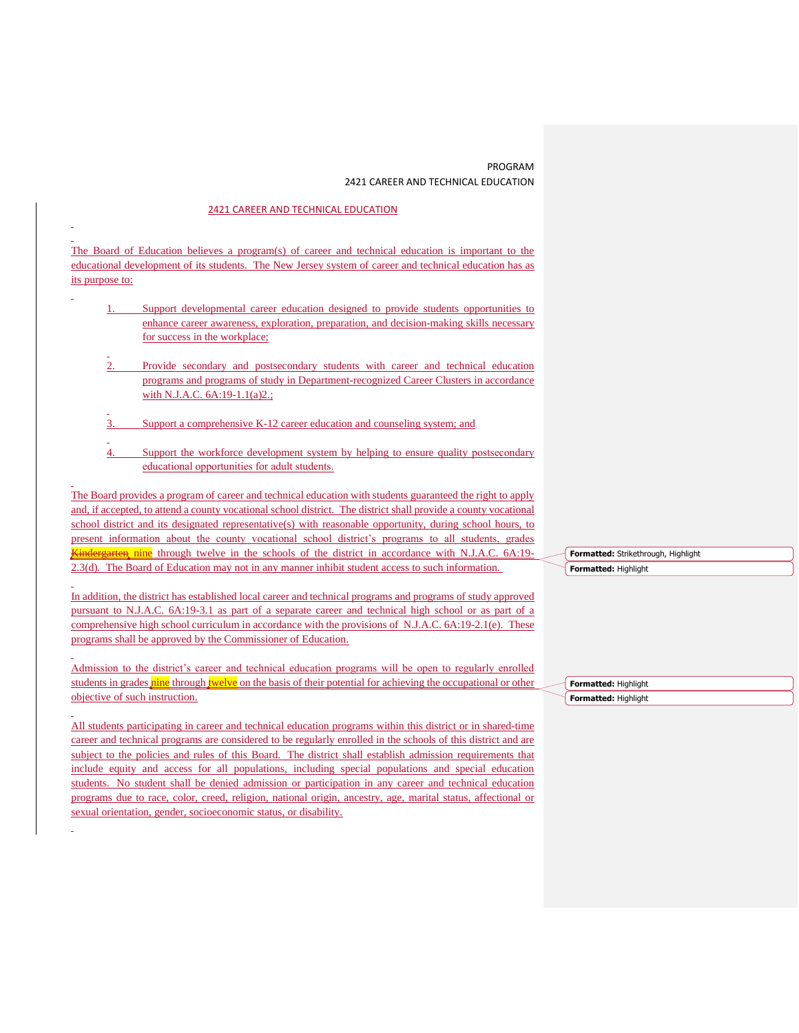# 2421 CAREER AND TECHNICAL EDUCATION

The Board of Education believes a program(s) of career and technical education is important to the educational development of its students. The New Jersey system of career and technical education has as its purpose to:

1. Support developmental career education designed to provide students opportunities to enhance career awareness, exploration, preparation, and decision-making skills necessary for success in the workplace;

2. Provide secondary and postsecondary students with career and technical education programs and programs of study in Department-recognized Career Clusters in accordance with N.J.A.C. 6A:19-1.1(a)2.;

3. Support a comprehensive K-12 career education and counseling system; and

4. Support the workforce development system by helping to ensure quality postsecondary educational opportunities for adult students.

The Board provides a program of career and technical education with students guaranteed the right to apply and, if accepted, to attend a county vocational school district. The district shall provide a county vocational school district and its designated representative(s) with reasonable opportunity, during school hours, to present information about the county vocational school district's programs to all students, grades ~~Kindergarten,~~ nine through twelve in the schools of the district in accordance with N.J.A.C. 6A:19-2.3(d). The Board of Education may not in any manner inhibit student access to such information.

In addition, the district has established local career and technical programs and programs of study approved pursuant to N.J.A.C. 6A:19-3.1 as part of a separate career and technical high school or as part of a comprehensive high school curriculum in accordance with the provisions of N.J.A.C. 6A:19-2.1(e). These programs shall be approved by the Commissioner of Education.

Admission to the district's career and technical education programs will be open to regularly enrolled students in grades nine through twelve on the basis of their potential for achieving the occupational or other objective of such instruction.

All students participating in career and technical education programs within this district or in shared-time career and technical programs are considered to be regularly enrolled in the schools of this district and are subject to the policies and rules of this Board. The district shall establish admission requirements that include equity and access for all populations, including special populations and special education students. No student shall be denied admission or participation in any career and technical education programs due to race, color, creed, religion, national origin, ancestry, age, marital status, affectional or sexual orientation, gender, socioeconomic status, or disability.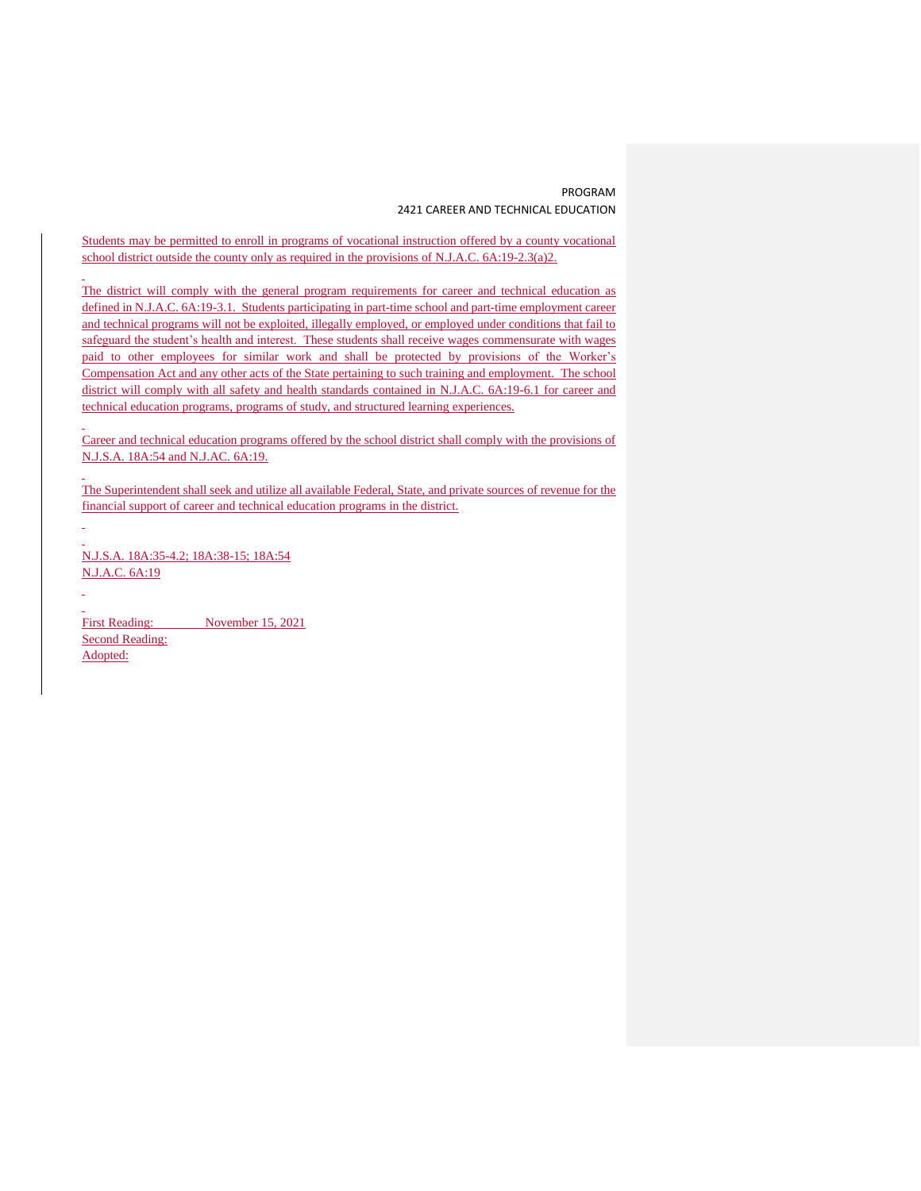Students may be permitted to enroll in programs of vocational instruction offered by a county vocational school district outside the county only as required in the provisions of N.J.A.C. 6A:19-2.3(a)2.

The district will comply with the general program requirements for career and technical education as defined in N.J.A.C. 6A:19-3.1. Students participating in part-time school and part-time employment career and technical programs will not be exploited, illegally employed, or employed under conditions that fail to safeguard the student's health and interest. These students shall receive wages commensurate with wages paid to other employees for similar work and shall be protected by provisions of the Worker's Compensation Act and any other acts of the State pertaining to such training and employment. The school district will comply with all safety and health standards contained in N.J.A.C. 6A:19-6.1 for career and technical education programs, programs of study, and structured learning experiences.

Career and technical education programs offered by the school district shall comply with the provisions of N.J.S.A. 18A:54 and N.J.AC. 6A:19.

The Superintendent shall seek and utilize all available Federal, State, and private sources of revenue for the financial support of career and technical education programs in the district.

N.J.S.A. 18A:35-4.2; 18A:38-15; 18A:54
N.J.A.C. 6A:19

First Reading: November 15, 2021
Second Reading:
Adopted: